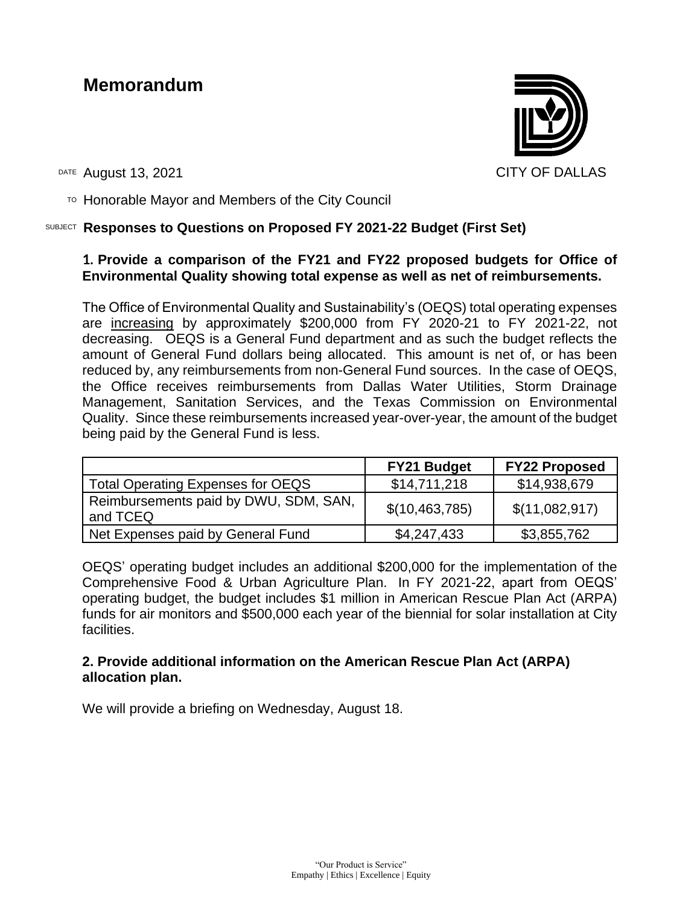# Memorandum

CITY OF DALLAS

DATE August 13, 2021

TO Honorable Mayor and Members of the City Council

SUBJECT **Responses to Questions on Proposed FY 2021-22 Budget (First Set)**

**1. Provide a comparison of the FY21 and FY22 proposed budgets for Office of Environmental Quality showing total expense as well as net of reimbursements.**

The Office of Environmental Quality and Sustainability's (OEQS) total operating expenses are increasing by approximately $200,000 from FY 2020-21 to FY 2021-22, not decreasing. OEQS is a General Fund department and as such the budget reflects the amount of General Fund dollars being allocated. This amount is net of, or has been reduced by, any reimbursements from non-General Fund sources. In the case of OEQS, the Office receives reimbursements from Dallas Water Utilities, Storm Drainage Management, Sanitation Services, and the Texas Commission on Environmental Quality. Since these reimbursements increased year-over-year, the amount of the budget being paid by the General Fund is less.

| | FY21 Budget | FY22 Proposed |
|---|---|---|
| Total Operating Expenses for OEQS | $14,711,218 | $14,938,679 |
| Reimbursements paid by DWU, SDM, SAN, and TCEQ | $(10,463,785) | $(11,082,917) |
| Net Expenses paid by General Fund | $4,247,433 | $3,855,762 |

OEQS' operating budget includes an additional $200,000 for the implementation of the Comprehensive Food & Urban Agriculture Plan. In FY 2021-22, apart from OEQS' operating budget, the budget includes $1 million in American Rescue Plan Act (ARPA) funds for air monitors and $500,000 each year of the biennial for solar installation at City facilities.

**2. Provide additional information on the American Rescue Plan Act (ARPA) allocation plan.**

We will provide a briefing on Wednesday, August 18.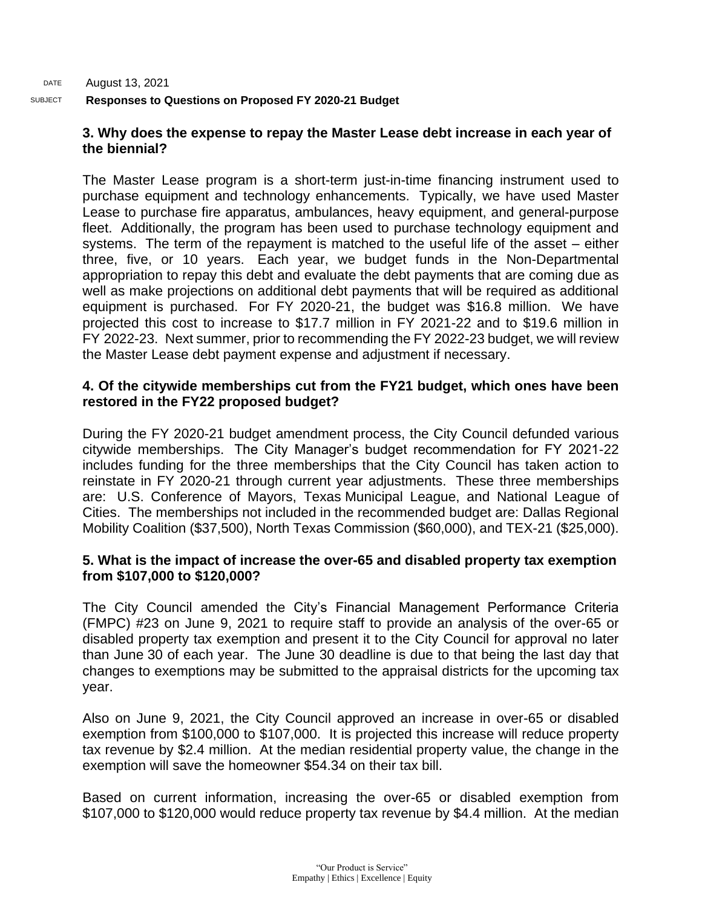DATE August 13, 2021

SUBJECT **Responses to Questions on Proposed FY 2020-21 Budget**

**3. Why does the expense to repay the Master Lease debt increase in each year of the biennial?**

The Master Lease program is a short-term just-in-time financing instrument used to purchase equipment and technology enhancements. Typically, we have used Master Lease to purchase fire apparatus, ambulances, heavy equipment, and general-purpose fleet. Additionally, the program has been used to purchase technology equipment and systems. The term of the repayment is matched to the useful life of the asset – either three, five, or 10 years. Each year, we budget funds in the Non-Departmental appropriation to repay this debt and evaluate the debt payments that are coming due as well as make projections on additional debt payments that will be required as additional equipment is purchased. For FY 2020-21, the budget was $16.8 million. We have projected this cost to increase to $17.7 million in FY 2021-22 and to $19.6 million in FY 2022-23. Next summer, prior to recommending the FY 2022-23 budget, we will review the Master Lease debt payment expense and adjustment if necessary.

**4. Of the citywide memberships cut from the FY21 budget, which ones have been restored in the FY22 proposed budget?**

During the FY 2020-21 budget amendment process, the City Council defunded various citywide memberships. The City Manager's budget recommendation for FY 2021-22 includes funding for the three memberships that the City Council has taken action to reinstate in FY 2020-21 through current year adjustments. These three memberships are: U.S. Conference of Mayors, Texas Municipal League, and National League of Cities. The memberships not included in the recommended budget are: Dallas Regional Mobility Coalition ($37,500), North Texas Commission ($60,000), and TEX-21 ($25,000).

**5. What is the impact of increase the over-65 and disabled property tax exemption from $107,000 to $120,000?**

The City Council amended the City's Financial Management Performance Criteria (FMPC) #23 on June 9, 2021 to require staff to provide an analysis of the over-65 or disabled property tax exemption and present it to the City Council for approval no later than June 30 of each year. The June 30 deadline is due to that being the last day that changes to exemptions may be submitted to the appraisal districts for the upcoming tax year.

Also on June 9, 2021, the City Council approved an increase in over-65 or disabled exemption from $100,000 to $107,000. It is projected this increase will reduce property tax revenue by $2.4 million. At the median residential property value, the change in the exemption will save the homeowner $54.34 on their tax bill.

Based on current information, increasing the over-65 or disabled exemption from $107,000 to $120,000 would reduce property tax revenue by $4.4 million. At the median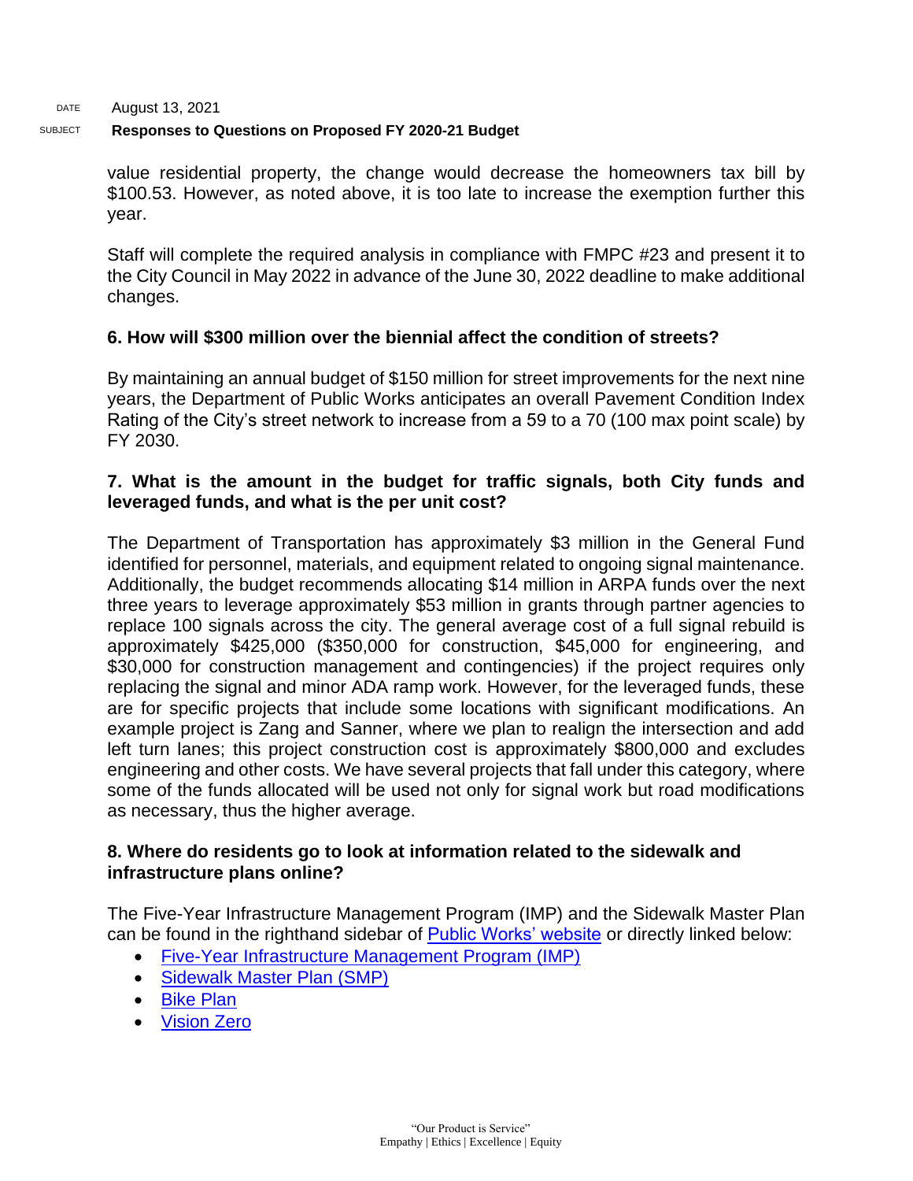value residential property, the change would decrease the homeowners tax bill by $100.53. However, as noted above, it is too late to increase the exemption further this year.

Staff will complete the required analysis in compliance with FMPC #23 and present it to the City Council in May 2022 in advance of the June 30, 2022 deadline to make additional changes.

**6. How will $300 million over the biennial affect the condition of streets?**

By maintaining an annual budget of $150 million for street improvements for the next nine years, the Department of Public Works anticipates an overall Pavement Condition Index Rating of the City's street network to increase from a 59 to a 70 (100 max point scale) by FY 2030.

**7. What is the amount in the budget for traffic signals, both City funds and leveraged funds, and what is the per unit cost?**

The Department of Transportation has approximately $3 million in the General Fund identified for personnel, materials, and equipment related to ongoing signal maintenance. Additionally, the budget recommends allocating $14 million in ARPA funds over the next three years to leverage approximately $53 million in grants through partner agencies to replace 100 signals across the city. The general average cost of a full signal rebuild is approximately $425,000 ($350,000 for construction, $45,000 for engineering, and $30,000 for construction management and contingencies) if the project requires only replacing the signal and minor ADA ramp work. However, for the leveraged funds, these are for specific projects that include some locations with significant modifications. An example project is Zang and Sanner, where we plan to realign the intersection and add left turn lanes; this project construction cost is approximately $800,000 and excludes engineering and other costs. We have several projects that fall under this category, where some of the funds allocated will be used not only for signal work but road modifications as necessary, thus the higher average.

**8. Where do residents go to look at information related to the sidewalk and infrastructure plans online?**

The Five-Year Infrastructure Management Program (IMP) and the Sidewalk Master Plan can be found in the righthand sidebar of Public Works' website or directly linked below:

- Five-Year Infrastructure Management Program (IMP)
- Sidewalk Master Plan (SMP)
- Bike Plan
- Vision Zero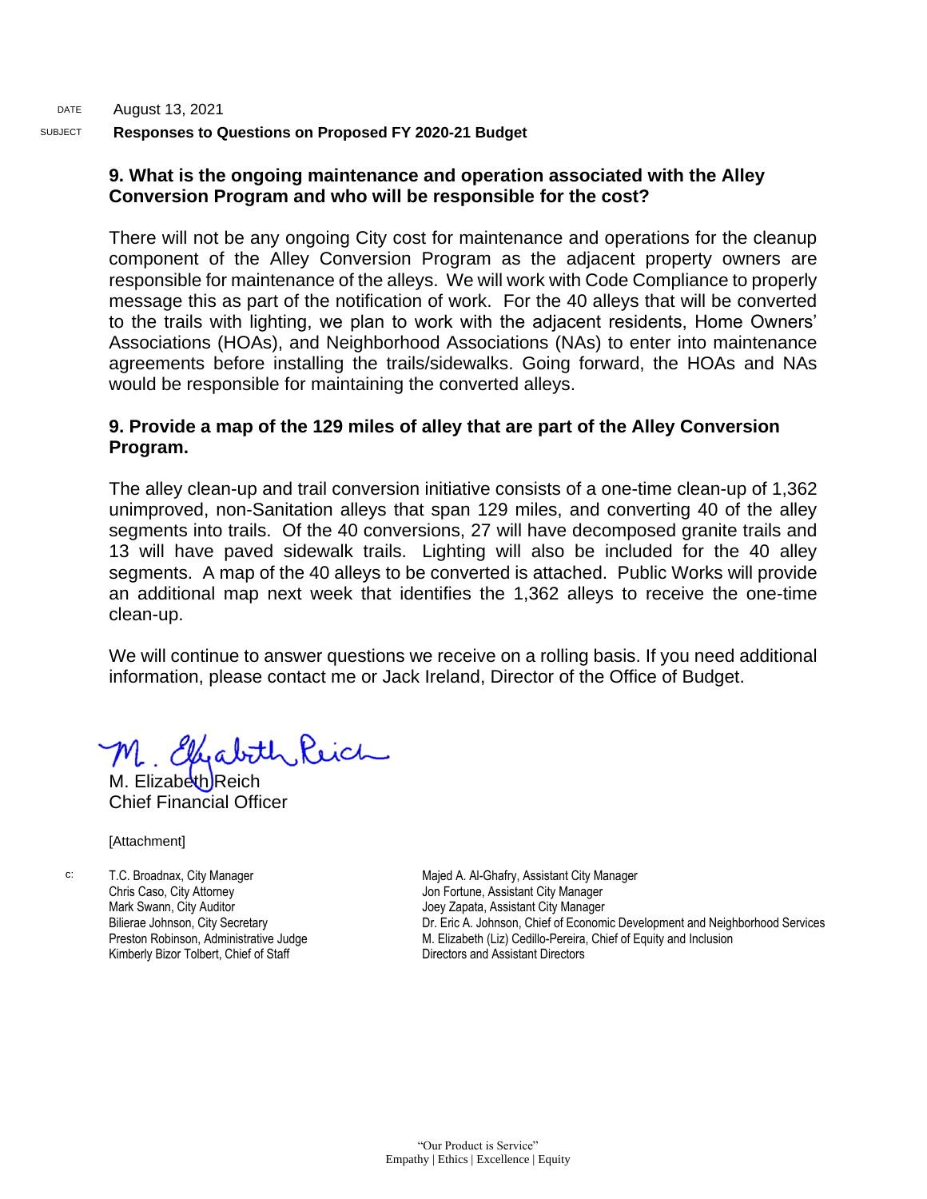DATE August 13, 2021

SUBJECT **Responses to Questions on Proposed FY 2020-21 Budget**

**9. What is the ongoing maintenance and operation associated with the Alley Conversion Program and who will be responsible for the cost?**

There will not be any ongoing City cost for maintenance and operations for the cleanup component of the Alley Conversion Program as the adjacent property owners are responsible for maintenance of the alleys. We will work with Code Compliance to properly message this as part of the notification of work. For the 40 alleys that will be converted to the trails with lighting, we plan to work with the adjacent residents, Home Owners' Associations (HOAs), and Neighborhood Associations (NAs) to enter into maintenance agreements before installing the trails/sidewalks. Going forward, the HOAs and NAs would be responsible for maintaining the converted alleys.

**9. Provide a map of the 129 miles of alley that are part of the Alley Conversion Program.**

The alley clean-up and trail conversion initiative consists of a one-time clean-up of 1,362 unimproved, non-Sanitation alleys that span 129 miles, and converting 40 of the alley segments into trails. Of the 40 conversions, 27 will have decomposed granite trails and 13 will have paved sidewalk trails. Lighting will also be included for the 40 alley segments. A map of the 40 alleys to be converted is attached. Public Works will provide an additional map next week that identifies the 1,362 alleys to receive the one-time clean-up.

We will continue to answer questions we receive on a rolling basis. If you need additional information, please contact me or Jack Ireland, Director of the Office of Budget.

M. Elizabeth Reich
Chief Financial Officer

[Attachment]

c:
T.C. Broadnax, City Manager
Chris Caso, City Attorney
Mark Swann, City Auditor
Bilierae Johnson, City Secretary
Preston Robinson, Administrative Judge
Kimberly Bizor Tolbert, Chief of Staff
Majed A. Al-Ghafry, Assistant City Manager
Jon Fortune, Assistant City Manager
Joey Zapata, Assistant City Manager
Dr. Eric A. Johnson, Chief of Economic Development and Neighborhood Services
M. Elizabeth (Liz) Cedillo-Pereira, Chief of Equity and Inclusion
Directors and Assistant Directors

"Our Product is Service"
Empathy | Ethics | Excellence | Equity